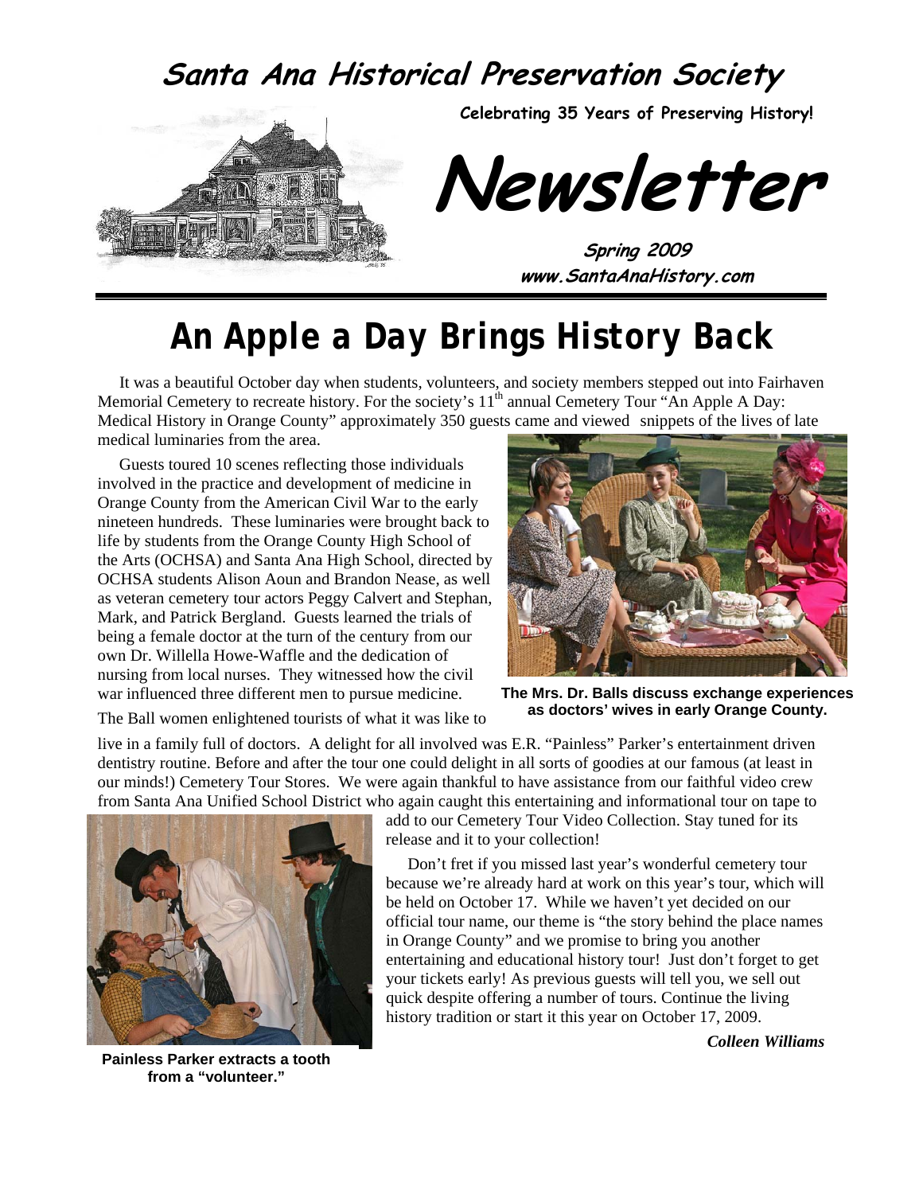# Santa Ana Historical Preservation Society

**Celebrating 35 Years of Preserving History!**

# Newsletter

**Spring 2009**
**www.SantaAnaHistory.com**

## An Apple a Day Brings History Back

It was a beautiful October day when students, volunteers, and society members stepped out into Fairhaven Memorial Cemetery to recreate history. For the society's 11th annual Cemetery Tour "An Apple A Day: Medical History in Orange County" approximately 350 guests came and viewed snippets of the lives of late medical luminaries from the area.

Guests toured 10 scenes reflecting those individuals involved in the practice and development of medicine in Orange County from the American Civil War to the early nineteen hundreds. These luminaries were brought back to life by students from the Orange County High School of the Arts (OCHSA) and Santa Ana High School, directed by OCHSA students Alison Aoun and Brandon Nease, as well as veteran cemetery tour actors Peggy Calvert and Stephan, Mark, and Patrick Bergland. Guests learned the trials of being a female doctor at the turn of the century from our own Dr. Willella Howe-Waffle and the dedication of nursing from local nurses. They witnessed how the civil war influenced three different men to pursue medicine. The Ball women enlightened tourists of what it was like to live in a family full of doctors. A delight for all involved was E.R. "Painless" Parker's entertainment driven dentistry routine. Before and after the tour one could delight in all sorts of goodies at our famous (at least in our minds!) Cemetery Tour Stores. We were again thankful to have assistance from our faithful video crew from Santa Ana Unified School District who again caught this entertaining and informational tour on tape to add to our Cemetery Tour Video Collection. Stay tuned for its release and it to your collection!

**The Mrs. Dr. Balls discuss exchange experiences as doctors' wives in early Orange County.**

Don't fret if you missed last year's wonderful cemetery tour because we're already hard at work on this year's tour, which will be held on October 17. While we haven't yet decided on our official tour name, our theme is "the story behind the place names in Orange County" and we promise to bring you another entertaining and educational history tour! Just don't forget to get your tickets early! As previous guests will tell you, we sell out quick despite offering a number of tours. Continue the living history tradition or start it this year on October 17, 2009.

***Colleen Williams***

**Painless Parker extracts a tooth from a "volunteer."**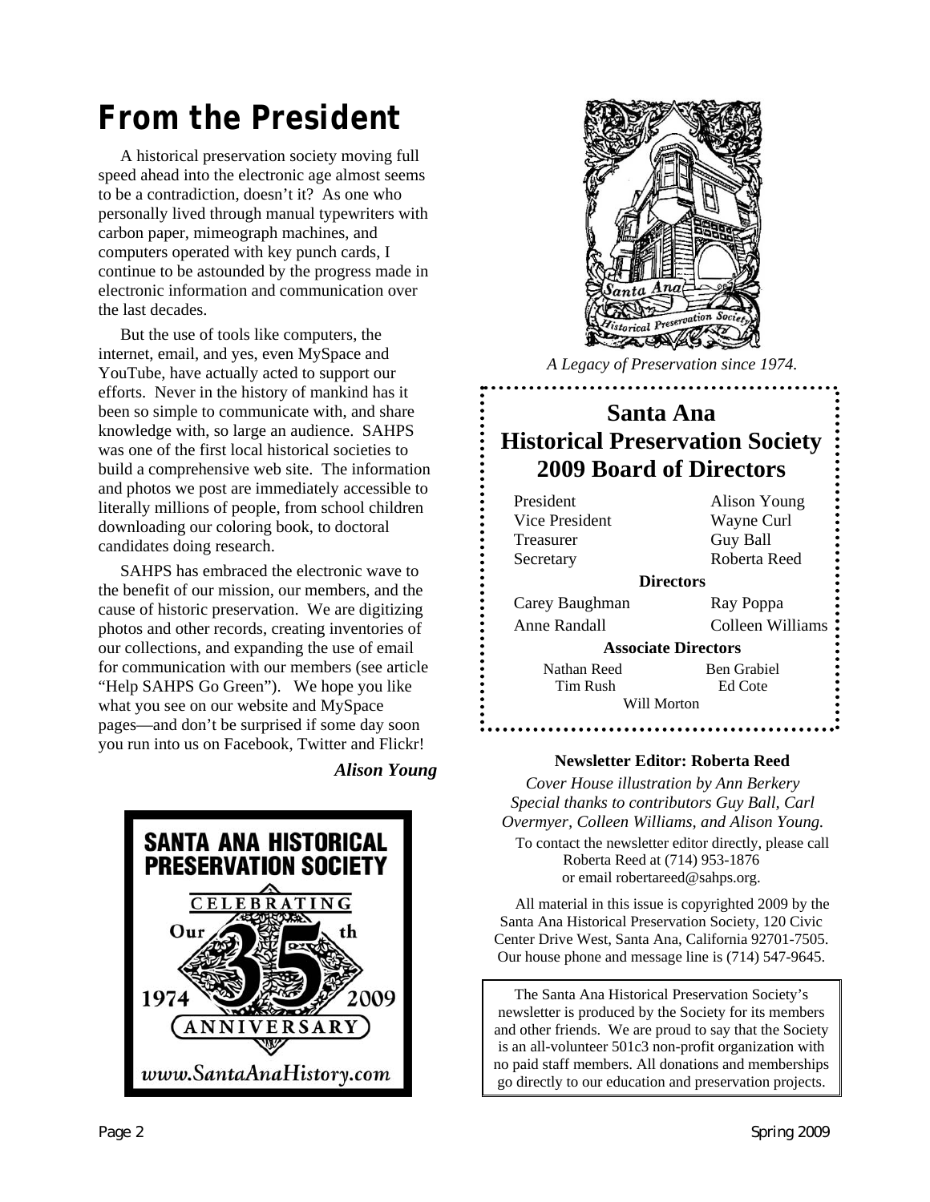# From the President

A historical preservation society moving full speed ahead into the electronic age almost seems to be a contradiction, doesn't it? As one who personally lived through manual typewriters with carbon paper, mimeograph machines, and computers operated with key punch cards, I continue to be astounded by the progress made in electronic information and communication over the last decades.

But the use of tools like computers, the internet, email, and yes, even MySpace and YouTube, have actually acted to support our efforts. Never in the history of mankind has it been so simple to communicate with, and share knowledge with, so large an audience. SAHPS was one of the first local historical societies to build a comprehensive web site. The information and photos we post are immediately accessible to literally millions of people, from school children downloading our coloring book, to doctoral candidates doing research.

SAHPS has embraced the electronic wave to the benefit of our mission, our members, and the cause of historic preservation. We are digitizing photos and other records, creating inventories of our collections, and expanding the use of email for communication with our members (see article "Help SAHPS Go Green"). We hope you like what you see on our website and MySpace pages—and don't be surprised if some day soon you run into us on Facebook, Twitter and Flickr!

***Alison Young***

SANTA ANA HISTORICAL PRESERVATION SOCIETY

CELEBRATING Our 35th ANNIVERSARY 1974 2009

www.SantaAnaHistory.com

Santa Ana Historical Preservation Society

*A Legacy of Preservation since 1974.*

## Santa Ana Historical Preservation Society 2009 Board of Directors

| | |
|---|---|
| President | Alison Young |
| Vice President | Wayne Curl |
| Treasurer | Guy Ball |
| Secretary | Roberta Reed |

**Directors**

| | |
|---|---|
| Carey Baughman | Ray Poppa |
| Anne Randall | Colleen Williams |

**Associate Directors**

| | |
|---|---|
| Nathan Reed | Ben Grabiel |
| Tim Rush | Ed Cote |

Will Morton

**Newsletter Editor: Roberta Reed**

*Cover House illustration by Ann Berkery*
*Special thanks to contributors Guy Ball, Carl Overmyer, Colleen Williams, and Alison Young.*

To contact the newsletter editor directly, please call Roberta Reed at (714) 953-1876 or email robertareed@sahps.org.

All material in this issue is copyrighted 2009 by the Santa Ana Historical Preservation Society, 120 Civic Center Drive West, Santa Ana, California 92701-7505. Our house phone and message line is (714) 547-9645.

The Santa Ana Historical Preservation Society's newsletter is produced by the Society for its members and other friends. We are proud to say that the Society is an all-volunteer 501c3 non-profit organization with no paid staff members. All donations and memberships go directly to our education and preservation projects.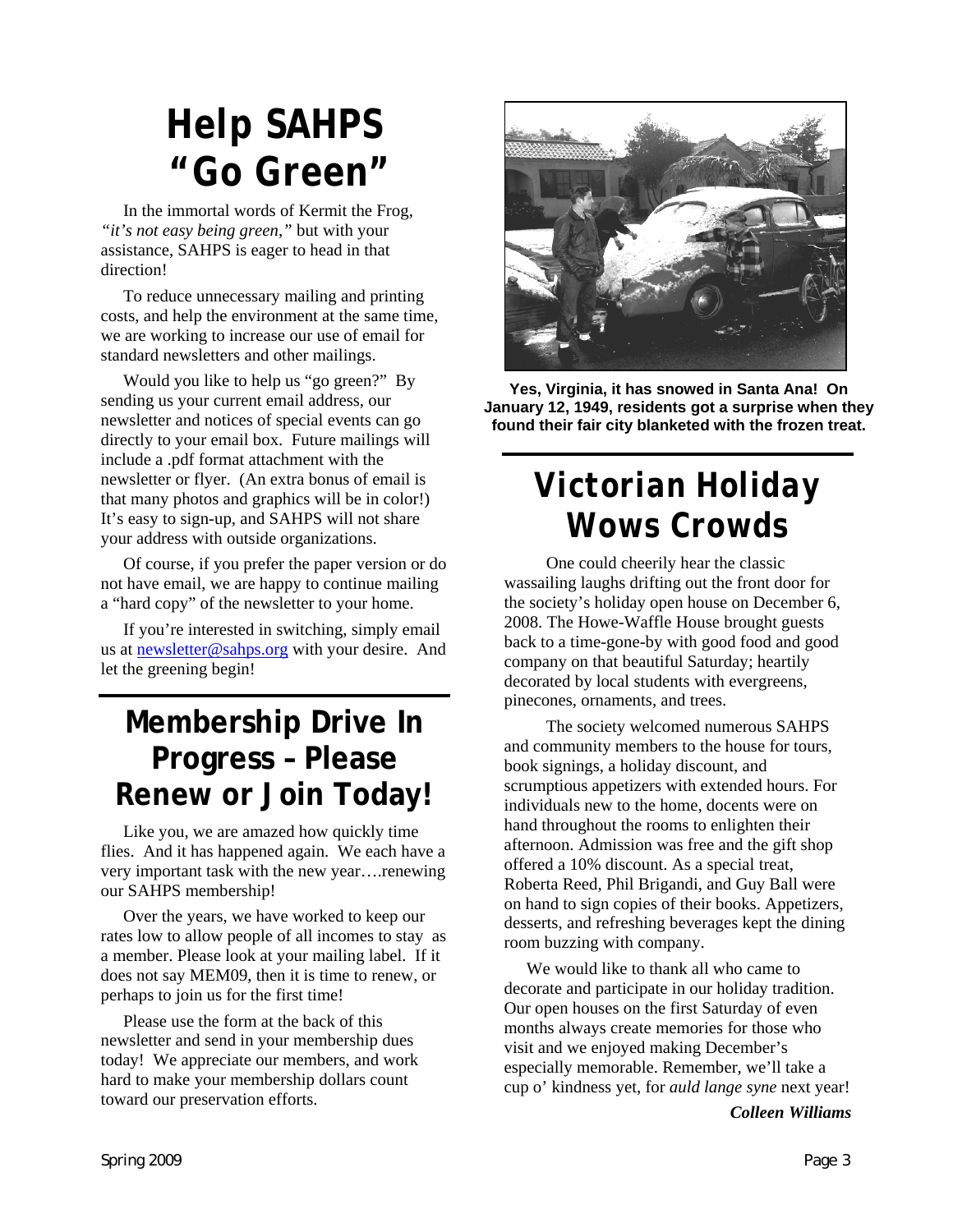# Help SAHPS "Go Green"

In the immortal words of Kermit the Frog, *"it's not easy being green,"* but with your assistance, SAHPS is eager to head in that direction!

To reduce unnecessary mailing and printing costs, and help the environment at the same time, we are working to increase our use of email for standard newsletters and other mailings.

Would you like to help us "go green?" By sending us your current email address, our newsletter and notices of special events can go directly to your email box. Future mailings will include a .pdf format attachment with the newsletter or flyer. (An extra bonus of email is that many photos and graphics will be in color!) It's easy to sign-up, and SAHPS will not share your address with outside organizations.

Of course, if you prefer the paper version or do not have email, we are happy to continue mailing a "hard copy" of the newsletter to your home.

If you're interested in switching, simply email us at newsletter@sahps.org with your desire. And let the greening begin!

# Membership Drive In Progress – Please Renew or Join Today!

Like you, we are amazed how quickly time flies. And it has happened again. We each have a very important task with the new year….renewing our SAHPS membership!

Over the years, we have worked to keep our rates low to allow people of all incomes to stay as a member. Please look at your mailing label. If it does not say MEM09, then it is time to renew, or perhaps to join us for the first time!

Please use the form at the back of this newsletter and send in your membership dues today! We appreciate our members, and work hard to make your membership dollars count toward our preservation efforts.

**Yes, Virginia, it has snowed in Santa Ana! On January 12, 1949, residents got a surprise when they found their fair city blanketed with the frozen treat.**

# Victorian Holiday Wows Crowds

One could cheerily hear the classic wassailing laughs drifting out the front door for the society's holiday open house on December 6, 2008. The Howe-Waffle House brought guests back to a time-gone-by with good food and good company on that beautiful Saturday; heartily decorated by local students with evergreens, pinecones, ornaments, and trees.

The society welcomed numerous SAHPS and community members to the house for tours, book signings, a holiday discount, and scrumptious appetizers with extended hours. For individuals new to the home, docents were on hand throughout the rooms to enlighten their afternoon. Admission was free and the gift shop offered a 10% discount. As a special treat, Roberta Reed, Phil Brigandi, and Guy Ball were on hand to sign copies of their books. Appetizers, desserts, and refreshing beverages kept the dining room buzzing with company.

We would like to thank all who came to decorate and participate in our holiday tradition. Our open houses on the first Saturday of even months always create memories for those who visit and we enjoyed making December's especially memorable. Remember, we'll take a cup o' kindness yet, for *auld lange syne* next year!

***Colleen Williams***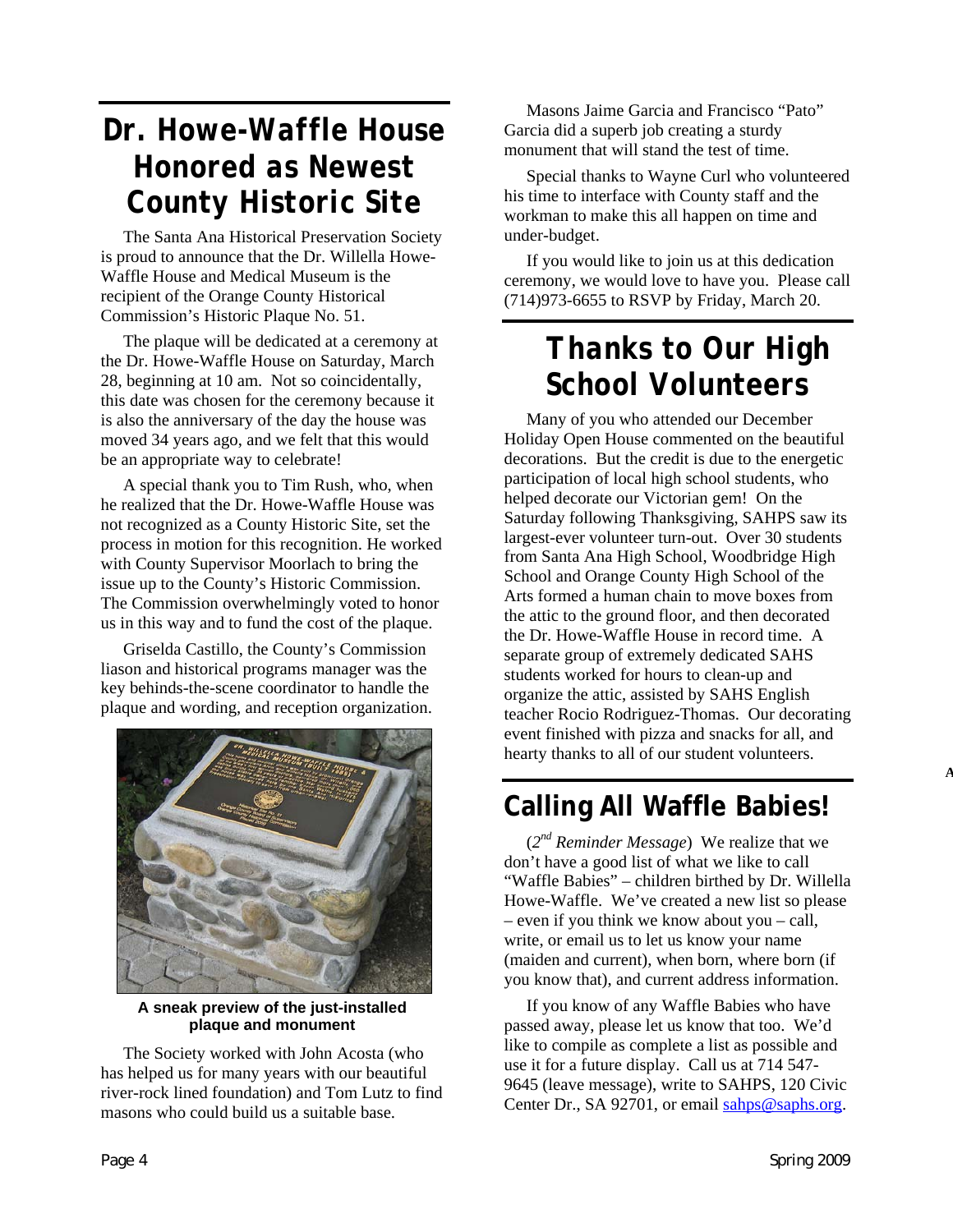## Dr. Howe-Waffle House Honored as Newest County Historic Site

The Santa Ana Historical Preservation Society is proud to announce that the Dr. Willella Howe-Waffle House and Medical Museum is the recipient of the Orange County Historical Commission's Historic Plaque No. 51.

The plaque will be dedicated at a ceremony at the Dr. Howe-Waffle House on Saturday, March 28, beginning at 10 am. Not so coincidentally, this date was chosen for the ceremony because it is also the anniversary of the day the house was moved 34 years ago, and we felt that this would be an appropriate way to celebrate!

A special thank you to Tim Rush, who, when he realized that the Dr. Howe-Waffle House was not recognized as a County Historic Site, set the process in motion for this recognition. He worked with County Supervisor Moorlach to bring the issue up to the County's Historic Commission. The Commission overwhelmingly voted to honor us in this way and to fund the cost of the plaque.

Griselda Castillo, the County's Commission liason and historical programs manager was the key behinds-the-scene coordinator to handle the plaque and wording, and reception organization.

**A sneak preview of the just-installed plaque and monument**

The Society worked with John Acosta (who has helped us for many years with our beautiful river-rock lined foundation) and Tom Lutz to find masons who could build us a suitable base.

Masons Jaime Garcia and Francisco "Pato" Garcia did a superb job creating a sturdy monument that will stand the test of time.

Special thanks to Wayne Curl who volunteered his time to interface with County staff and the workman to make this all happen on time and under-budget.

If you would like to join us at this dedication ceremony, we would love to have you. Please call (714)973-6655 to RSVP by Friday, March 20.

## Thanks to Our High School Volunteers

Many of you who attended our December Holiday Open House commented on the beautiful decorations. But the credit is due to the energetic participation of local high school students, who helped decorate our Victorian gem! On the Saturday following Thanksgiving, SAHPS saw its largest-ever volunteer turn-out. Over 30 students from Santa Ana High School, Woodbridge High School and Orange County High School of the Arts formed a human chain to move boxes from the attic to the ground floor, and then decorated the Dr. Howe-Waffle House in record time. A separate group of extremely dedicated SAHS students worked for hours to clean-up and organize the attic, assisted by SAHS English teacher Rocio Rodriguez-Thomas. Our decorating event finished with pizza and snacks for all, and hearty thanks to all of our student volunteers.

## Calling All Waffle Babies!

(*2nd Reminder Message*) We realize that we don't have a good list of what we like to call "Waffle Babies" – children birthed by Dr. Willella Howe-Waffle. We've created a new list so please – even if you think we know about you – call, write, or email us to let us know your name (maiden and current), when born, where born (if you know that), and current address information.

If you know of any Waffle Babies who have passed away, please let us know that too. We'd like to compile as complete a list as possible and use it for a future display. Call us at 714 547-9645 (leave message), write to SAHPS, 120 Civic Center Dr., SA 92701, or email sahps@saphs.org.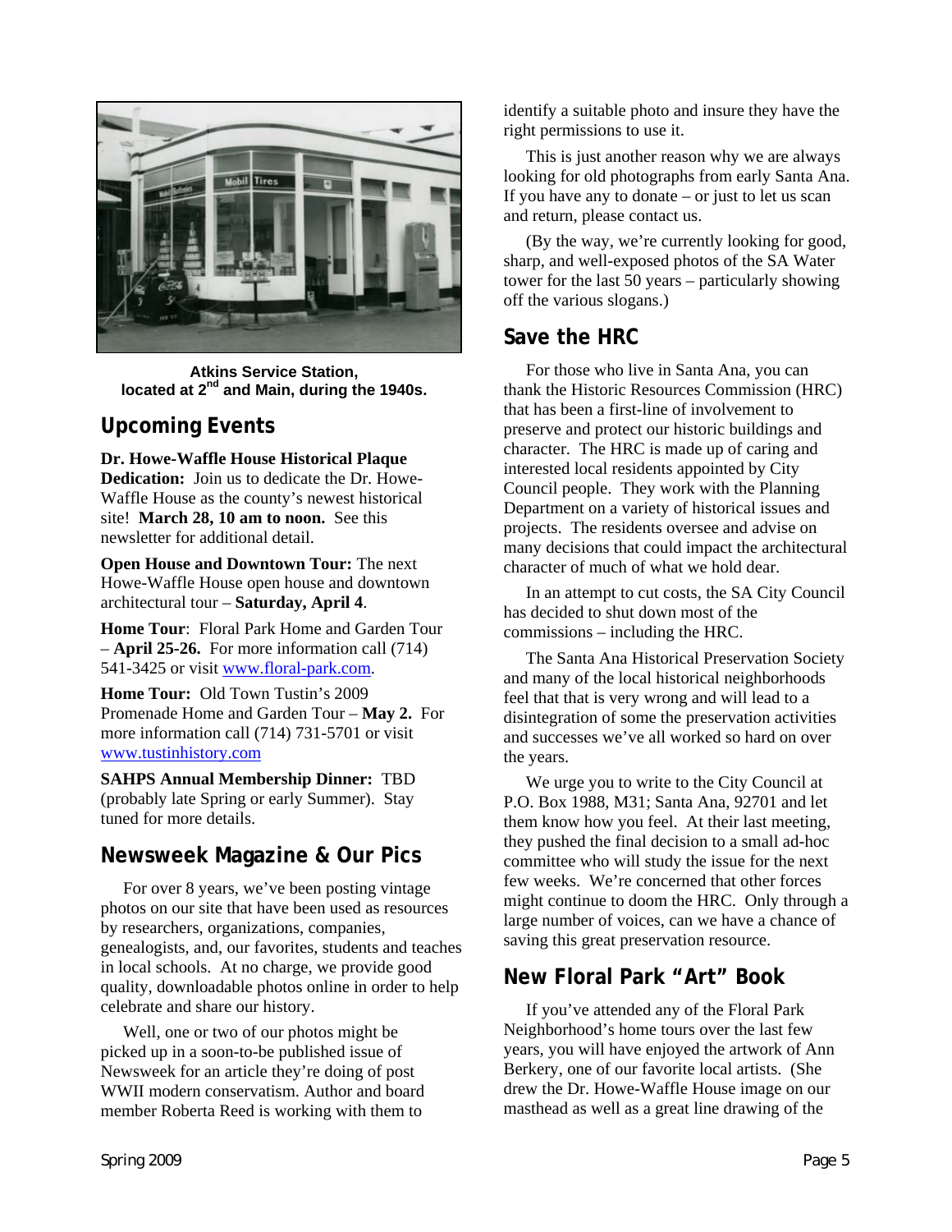Atkins Service Station, located at 2nd and Main, during the 1940s.

## Upcoming Events

**Dr. Howe-Waffle House Historical Plaque Dedication:** Join us to dedicate the Dr. Howe-Waffle House as the county's newest historical site! **March 28, 10 am to noon.** See this newsletter for additional detail.

**Open House and Downtown Tour:** The next Howe-Waffle House open house and downtown architectural tour – **Saturday, April 4**.

**Home Tour**: Floral Park Home and Garden Tour – **April 25-26.** For more information call (714) 541-3425 or visit www.floral-park.com.

**Home Tour:** Old Town Tustin's 2009 Promenade Home and Garden Tour – **May 2.** For more information call (714) 731-5701 or visit www.tustinhistory.com

**SAHPS Annual Membership Dinner:** TBD (probably late Spring or early Summer). Stay tuned for more details.

## Newsweek Magazine & Our Pics

For over 8 years, we've been posting vintage photos on our site that have been used as resources by researchers, organizations, companies, genealogists, and, our favorites, students and teaches in local schools. At no charge, we provide good quality, downloadable photos online in order to help celebrate and share our history.

Well, one or two of our photos might be picked up in a soon-to-be published issue of Newsweek for an article they're doing of post WWII modern conservatism. Author and board member Roberta Reed is working with them to identify a suitable photo and insure they have the right permissions to use it.

This is just another reason why we are always looking for old photographs from early Santa Ana. If you have any to donate – or just to let us scan and return, please contact us.

(By the way, we're currently looking for good, sharp, and well-exposed photos of the SA Water tower for the last 50 years – particularly showing off the various slogans.)

## Save the HRC

For those who live in Santa Ana, you can thank the Historic Resources Commission (HRC) that has been a first-line of involvement to preserve and protect our historic buildings and character. The HRC is made up of caring and interested local residents appointed by City Council people. They work with the Planning Department on a variety of historical issues and projects. The residents oversee and advise on many decisions that could impact the architectural character of much of what we hold dear.

In an attempt to cut costs, the SA City Council has decided to shut down most of the commissions – including the HRC.

The Santa Ana Historical Preservation Society and many of the local historical neighborhoods feel that that is very wrong and will lead to a disintegration of some the preservation activities and successes we've all worked so hard on over the years.

We urge you to write to the City Council at P.O. Box 1988, M31; Santa Ana, 92701 and let them know how you feel. At their last meeting, they pushed the final decision to a small ad-hoc committee who will study the issue for the next few weeks. We're concerned that other forces might continue to doom the HRC. Only through a large number of voices, can we have a chance of saving this great preservation resource.

## New Floral Park "Art" Book

If you've attended any of the Floral Park Neighborhood's home tours over the last few years, you will have enjoyed the artwork of Ann Berkery, one of our favorite local artists. (She drew the Dr. Howe-Waffle House image on our masthead as well as a great line drawing of the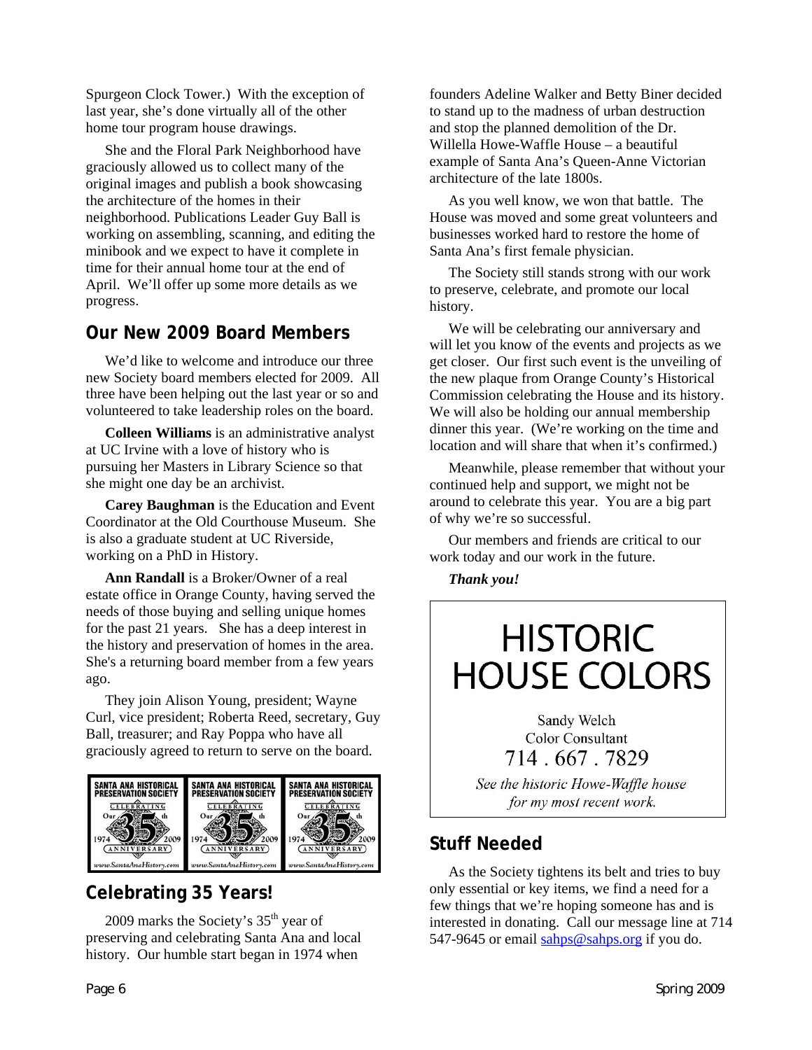Spurgeon Clock Tower.) With the exception of last year, she's done virtually all of the other home tour program house drawings.

She and the Floral Park Neighborhood have graciously allowed us to collect many of the original images and publish a book showcasing the architecture of the homes in their neighborhood. Publications Leader Guy Ball is working on assembling, scanning, and editing the minibook and we expect to have it complete in time for their annual home tour at the end of April. We'll offer up some more details as we progress.

## Our New 2009 Board Members

We'd like to welcome and introduce our three new Society board members elected for 2009. All three have been helping out the last year or so and volunteered to take leadership roles on the board.

**Colleen Williams** is an administrative analyst at UC Irvine with a love of history who is pursuing her Masters in Library Science so that she might one day be an archivist.

**Carey Baughman** is the Education and Event Coordinator at the Old Courthouse Museum. She is also a graduate student at UC Riverside, working on a PhD in History.

**Ann Randall** is a Broker/Owner of a real estate office in Orange County, having served the needs of those buying and selling unique homes for the past 21 years. She has a deep interest in the history and preservation of homes in the area. She's a returning board member from a few years ago.

They join Alison Young, president; Wayne Curl, vice president; Roberta Reed, secretary, Guy Ball, treasurer; and Ray Poppa who have all graciously agreed to return to serve on the board.

SANTA ANA HISTORICAL PRESERVATION SOCIETY — CELEBRATING Our 35th ANNIVERSARY — 1974 2009 — www.SantaAnaHistory.com

## Celebrating 35 Years!

2009 marks the Society's 35th year of preserving and celebrating Santa Ana and local history. Our humble start began in 1974 when founders Adeline Walker and Betty Biner decided to stand up to the madness of urban destruction and stop the planned demolition of the Dr. Willella Howe-Waffle House – a beautiful example of Santa Ana's Queen-Anne Victorian architecture of the late 1800s.

As you well know, we won that battle. The House was moved and some great volunteers and businesses worked hard to restore the home of Santa Ana's first female physician.

The Society still stands strong with our work to preserve, celebrate, and promote our local history.

We will be celebrating our anniversary and will let you know of the events and projects as we get closer. Our first such event is the unveiling of the new plaque from Orange County's Historical Commission celebrating the House and its history. We will also be holding our annual membership dinner this year. (We're working on the time and location and will share that when it's confirmed.)

Meanwhile, please remember that without your continued help and support, we might not be around to celebrate this year. You are a big part of why we're so successful.

Our members and friends are critical to our work today and our work in the future.

***Thank you!***

---

**HISTORIC HOUSE COLORS**

Sandy Welch
Color Consultant
714 . 667 . 7829

*See the historic Howe-Waffle house for my most recent work.*

---

## Stuff Needed

As the Society tightens its belt and tries to buy only essential or key items, we find a need for a few things that we're hoping someone has and is interested in donating. Call our message line at 714 547-9645 or email sahps@sahps.org if you do.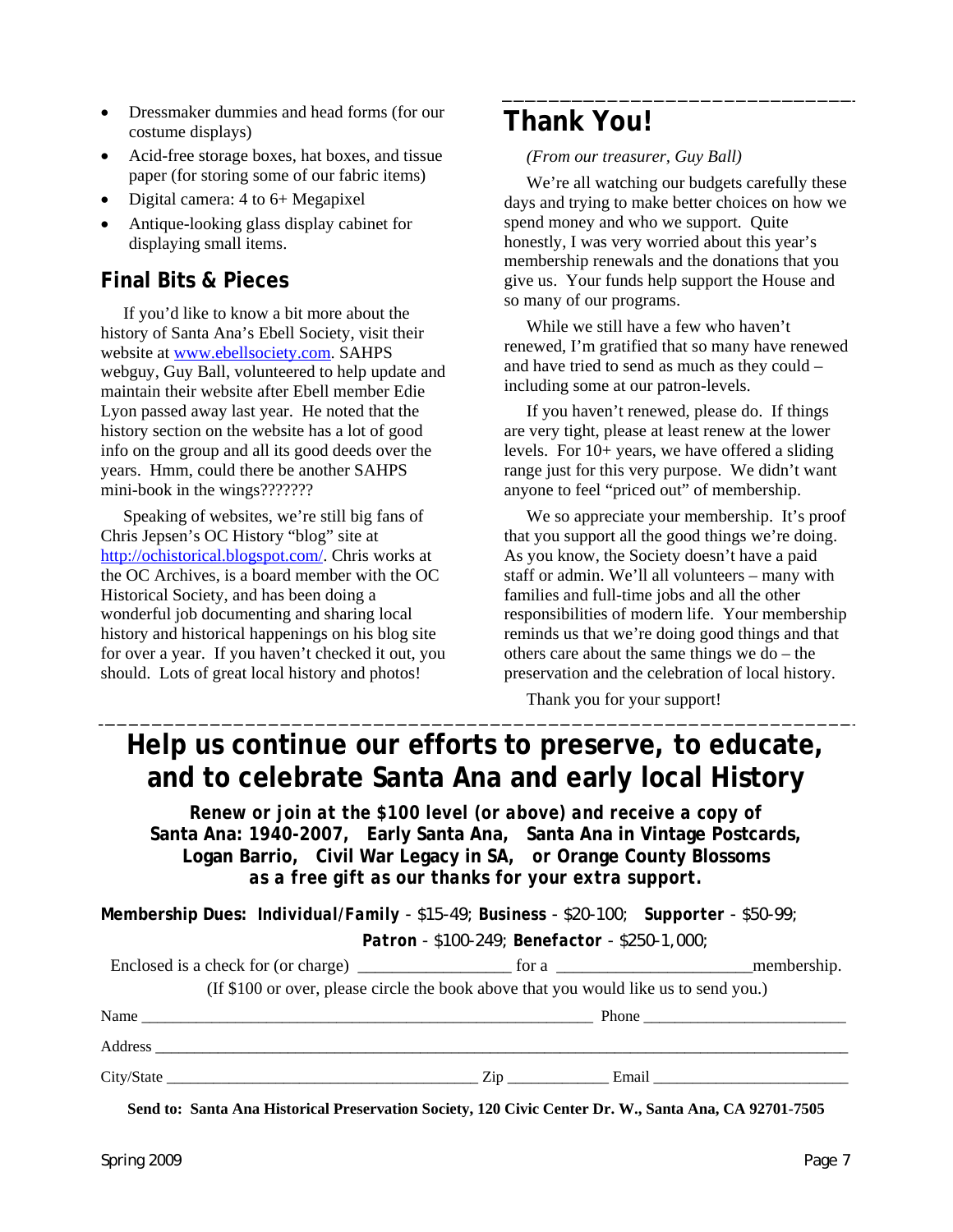- Dressmaker dummies and head forms (for our costume displays)
- Acid-free storage boxes, hat boxes, and tissue paper (for storing some of our fabric items)
- Digital camera: 4 to 6+ Megapixel
- Antique-looking glass display cabinet for displaying small items.

## Final Bits & Pieces

If you'd like to know a bit more about the history of Santa Ana's Ebell Society, visit their website at [www.ebellsociety.com](http://www.ebellsociety.com). SAHPS webguy, Guy Ball, volunteered to help update and maintain their website after Ebell member Edie Lyon passed away last year. He noted that the history section on the website has a lot of good info on the group and all its good deeds over the years. Hmm, could there be another SAHPS mini-book in the wings???????

Speaking of websites, we're still big fans of Chris Jepsen's OC History "blog" site at [http://ochistorical.blogspot.com/](http://ochistorical.blogspot.com/). Chris works at the OC Archives, is a board member with the OC Historical Society, and has been doing a wonderful job documenting and sharing local history and historical happenings on his blog site for over a year. If you haven't checked it out, you should. Lots of great local history and photos!

## Thank You!

*(From our treasurer, Guy Ball)*

We're all watching our budgets carefully these days and trying to make better choices on how we spend money and who we support. Quite honestly, I was very worried about this year's membership renewals and the donations that you give us. Your funds help support the House and so many of our programs.

While we still have a few who haven't renewed, I'm gratified that so many have renewed and have tried to send as much as they could – including some at our patron-levels.

If you haven't renewed, please do. If things are very tight, please at least renew at the lower levels. For 10+ years, we have offered a sliding range just for this very purpose. We didn't want anyone to feel "priced out" of membership.

We so appreciate your membership. It's proof that you support all the good things we're doing. As you know, the Society doesn't have a paid staff or admin. We'll all volunteers – many with families and full-time jobs and all the other responsibilities of modern life. Your membership reminds us that we're doing good things and that others care about the same things we do – the preservation and the celebration of local history.

Thank you for your support!

---

# Help us continue our efforts to preserve, to educate, and to celebrate Santa Ana and early local History

***Renew or join at the $100 level (or above) and receive a copy of* Santa Ana: 1940-2007, Early Santa Ana, Santa Ana in Vintage Postcards, Logan Barrio, Civil War Legacy in SA, or Orange County Blossoms *as a free gift as our thanks for your extra support.***

**Membership Dues:** ***Individual/Family*** - $15-49; **Business** - $20-100; **Supporter** - $50-99; ***Patron*** - $100-249; ***Benefactor*** - $250-1,000;

Enclosed is a check for (or charge) __________________ for a _______________________membership.

(If $100 or over, please circle the book above that you would like us to send you.)

Name ___________________________________________________________ Phone _________________________

Address ____________________________________________________________________________________________

City/State ________________________________________ Zip _____________ Email _________________________

**Send to: Santa Ana Historical Preservation Society, 120 Civic Center Dr. W., Santa Ana, CA 92701-7505**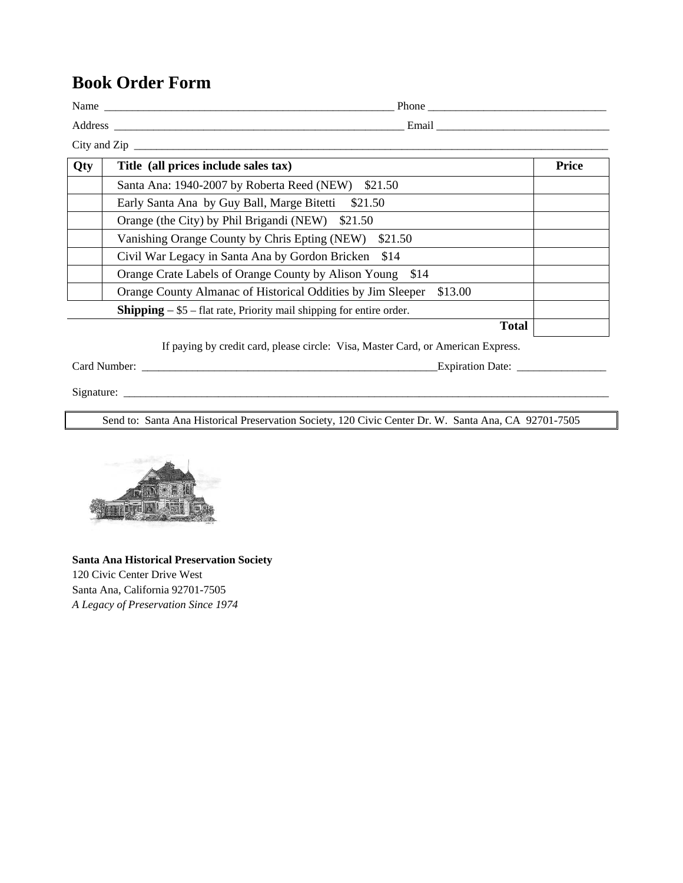# Book Order Form

Name _____________________________________________________ Phone _________________________________

Address _____________________________________________________ Email _________________________________

City and Zip ________________________________________________________________________________________

| Qty | Title (all prices include sales tax) | Price |
|---|---|---|
| | Santa Ana: 1940-2007 by Roberta Reed (NEW) $21.50 | |
| | Early Santa Ana by Guy Ball, Marge Bitetti $21.50 | |
| | Orange (the City) by Phil Brigandi (NEW) $21.50 | |
| | Vanishing Orange County by Chris Epting (NEW) $21.50 | |
| | Civil War Legacy in Santa Ana by Gordon Bricken $14 | |
| | Orange Crate Labels of Orange County by Alison Young $14 | |
| | Orange County Almanac of Historical Oddities by Jim Sleeper $13.00 | |
| | **Shipping** – $5 – flat rate, Priority mail shipping for entire order. | |
| | **Total** | |

If paying by credit card, please circle: Visa, Master Card, or American Express.

Card Number: ________________________________________________________Expiration Date: ________________

Signature: ____________________________________________________________________________________________

Send to: Santa Ana Historical Preservation Society, 120 Civic Center Dr. W. Santa Ana, CA 92701-7505

**Santa Ana Historical Preservation Society**
120 Civic Center Drive West
Santa Ana, California 92701-7505
*A Legacy of Preservation Since 1974*